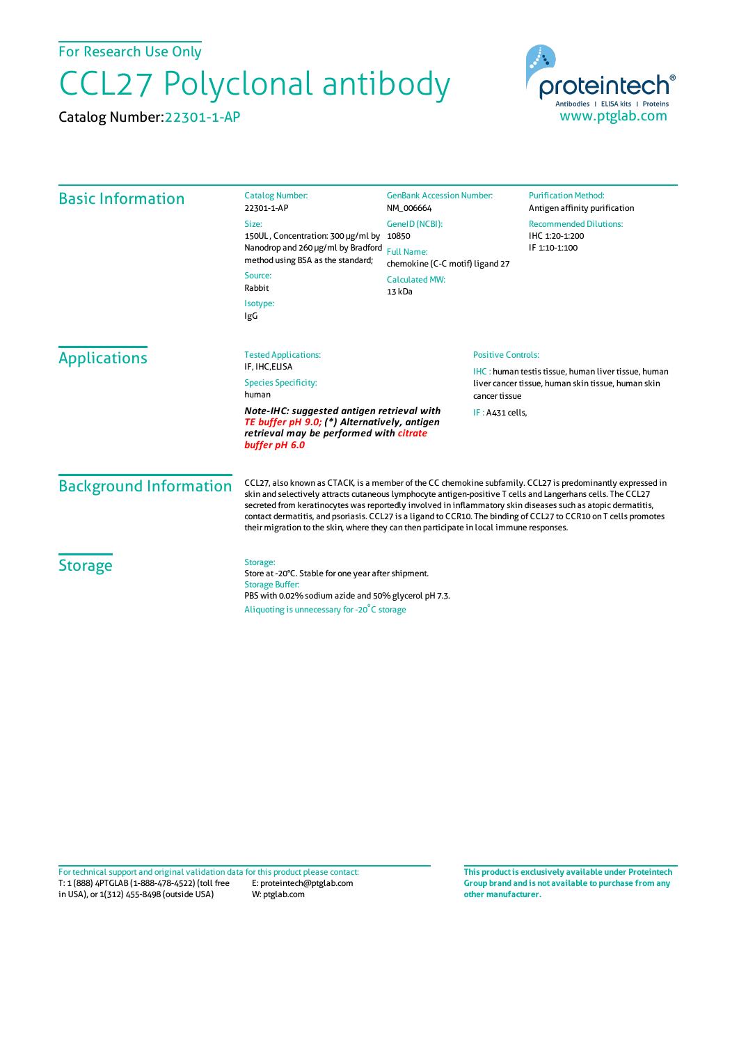For Research Use Only

# CCL27 Polyclonal antibody

Catalog Number: 22301-1-AP

proteintech®
Antibodies | ELISA kits | Proteins
www.ptglab.com

## Basic Information

**Catalog Number:**
22301-1-AP

**Size:**
150UL , Concentration: 300 μg/ml by Nanodrop and 260 μg/ml by Bradford method using BSA as the standard;

**Source:**
Rabbit

**Isotype:**
IgG

**GenBank Accession Number:**
NM_006664

**GeneID (NCBI):**
10850

**Full Name:**
chemokine (C-C motif) ligand 27

**Calculated MW:**
13 kDa

**Purification Method:**
Antigen affinity purification

**Recommended Dilutions:**
IHC 1:20-1:200
IF 1:10-1:100

## Applications

**Tested Applications:**
IF, IHC,ELISA

**Species Specificity:**
human

***Note-IHC: suggested antigen retrieval with TE buffer pH 9.0; (\*) Alternatively, antigen retrieval may be performed with citrate buffer pH 6.0***

**Positive Controls:**

IHC : human testis tissue, human liver tissue, human liver cancer tissue, human skin tissue, human skin cancer tissue

IF : A431 cells,

## Background Information

CCL27, also known as CTACK, is a member of the CC chemokine subfamily. CCL27 is predominantly expressed in skin and selectively attracts cutaneous lymphocyte antigen-positive T cells and Langerhans cells. The CCL27 secreted from keratinocytes was reportedly involved in inflammatory skin diseases such as atopic dermatitis, contact dermatitis, and psoriasis. CCL27 is a ligand to CCR10. The binding of CCL27 to CCR10 on T cells promotes their migration to the skin, where they can then participate in local immune responses.

## Storage

**Storage:**
Store at -20°C. Stable for one year after shipment.

**Storage Buffer:**
PBS with 0.02% sodium azide and 50% glycerol pH 7.3.

Aliquoting is unnecessary for -20°C storage

For technical support and original validation data for this product please contact:
T: 1 (888) 4PTGLAB (1-888-478-4522) (toll free in USA), or 1(312) 455-8498 (outside USA)
E: proteintech@ptglab.com
W: ptglab.com

**This product is exclusively available under Proteintech Group brand and is not available to purchase from any other manufacturer.**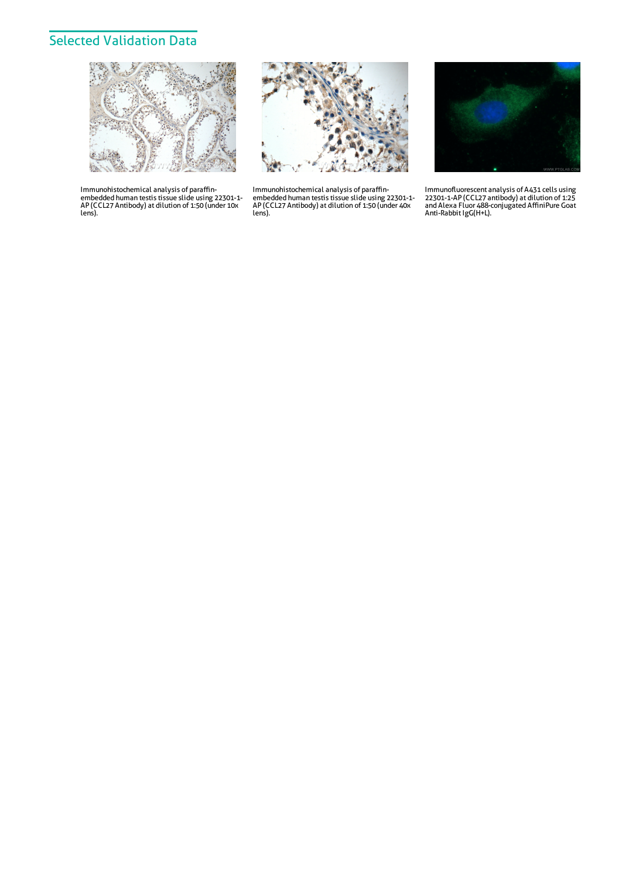## Selected Validation Data

Immunohistochemical analysis of paraffin-embedded human testis tissue slide using 22301-1-AP (CCL27 Antibody) at dilution of 1:50 (under 10x lens).

Immunohistochemical analysis of paraffin-embedded human testis tissue slide using 22301-1-AP (CCL27 Antibody) at dilution of 1:50 (under 40x lens).

Immunofluorescent analysis of A431 cells using 22301-1-AP (CCL27 antibody) at dilution of 1:25 and Alexa Fluor 488-conjugated AffiniPure Goat Anti-Rabbit IgG(H+L).